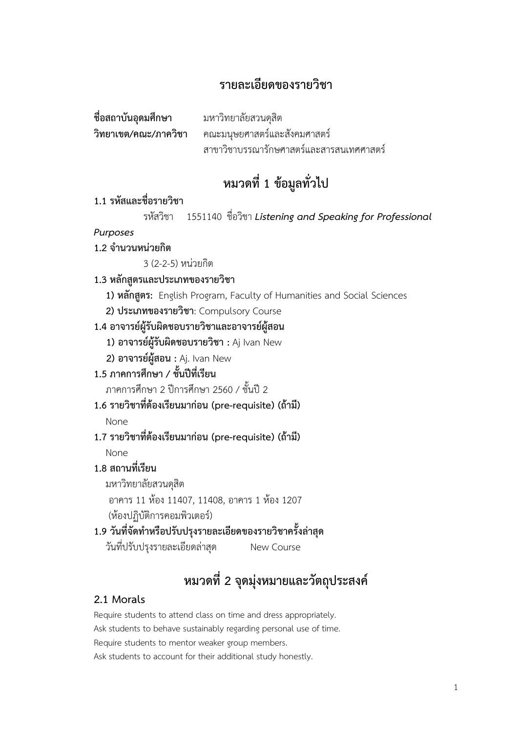# รายละเอียดของรายวิชา

**ชื่อสถาบันอุดมศึกษา** มหาวิทยาลัยสวนดุสิต

**วิทยาเขต/คณะ/ภาควิชา** คณะมนุษยศาสตร์และสังคมศาสตร์
สาขาวิชาบรรณารักษศาสตร์และสารสนเทศศาสตร์

## หมวดที่ 1 ข้อมูลทั่วไป

**1.1 รหัสและชื่อรายวิชา**

รหัสวิชา 1551140 ชื่อวิชา ***Listening and Speaking for Professional Purposes***

**1.2 จำนวนหน่วยกิต**

3 (2-2-5) หน่วยกิต

**1.3 หลักสูตรและประเภทของรายวิชา**

**1) หลักสูตร:** English Program, Faculty of Humanities and Social Sciences

**2) ประเภทของรายวิชา**: Compulsory Course

**1.4 อาจารย์ผู้รับผิดชอบรายวิชาและอาจารย์ผู้สอน**

**1) อาจารย์ผู้รับผิดชอบรายวิชา :** Aj Ivan New

**2) อาจารย์ผู้สอน :** Aj. Ivan New

**1.5 ภาคการศึกษา / ชั้นปีที่เรียน**

ภาคการศึกษา 2 ปีการศึกษา 2560 / ชั้นปี 2

**1.6 รายวิชาที่ต้องเรียนมาก่อน (pre-requisite) (ถ้ามี)**

None

**1.7 รายวิชาที่ต้องเรียนมาก่อน (pre-requisite) (ถ้ามี)**

None

**1.8 สถานที่เรียน**

มหาวิทยาลัยสวนดุสิต

อาคาร 11 ห้อง 11407, 11408, อาคาร 1 ห้อง 1207
(ห้องปฏิบัติการคอมพิวเตอร์)

**1.9 วันที่จัดทำหรือปรับปรุงรายละเอียดของรายวิชาครั้งล่าสุด**

วันที่ปรับปรุงรายละเอียดล่าสุด New Course

## หมวดที่ 2 จุดมุ่งหมายและวัตถุประสงค์

### 2.1 Morals

Require students to attend class on time and dress appropriately.
Ask students to behave sustainably regarding personal use of time.
Require students to mentor weaker group members.
Ask students to account for their additional study honestly.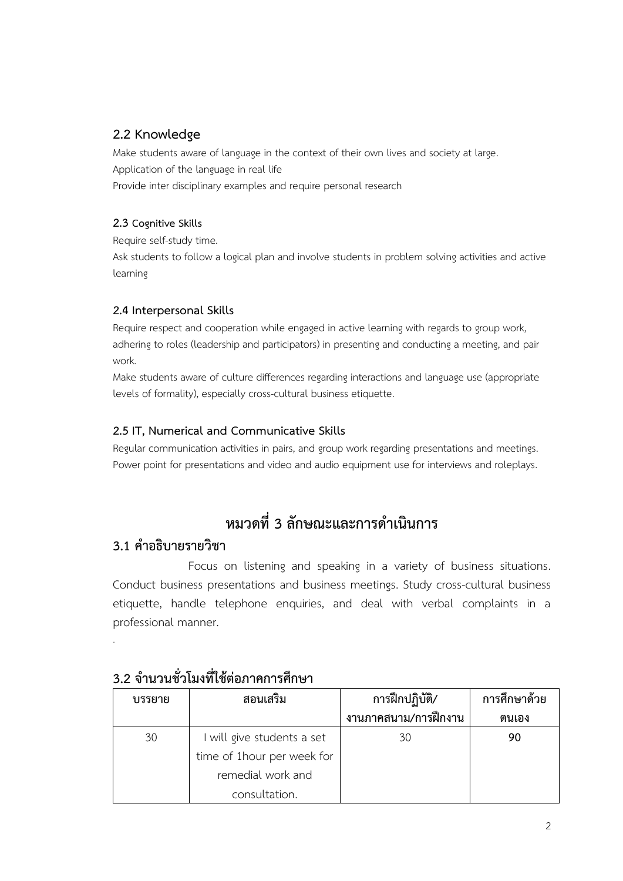### 2.2 Knowledge

Make students aware of language in the context of their own lives and society at large.
Application of the language in real life
Provide inter disciplinary examples and require personal research

### 2.3 Cognitive Skills

Require self-study time.
Ask students to follow a logical plan and involve students in problem solving activities and active learning

### 2.4 Interpersonal Skills

Require respect and cooperation while engaged in active learning with regards to group work, adhering to roles (leadership and participators) in presenting and conducting a meeting, and pair work.
Make students aware of culture differences regarding interactions and language use (appropriate levels of formality), especially cross-cultural business etiquette.

### 2.5 IT, Numerical and Communicative Skills

Regular communication activities in pairs, and group work regarding presentations and meetings.
Power point for presentations and video and audio equipment use for interviews and roleplays.

## หมวดที่ 3 ลักษณะและการดำเนินการ

### 3.1 คำอธิบายรายวิชา

Focus on listening and speaking in a variety of business situations. Conduct business presentations and business meetings. Study cross-cultural business etiquette, handle telephone enquiries, and deal with verbal complaints in a professional manner.

.

### 3.2 จำนวนชั่วโมงที่ใช้ต่อภาคการศึกษา

| บรรยาย | สอนเสริม | การฝึกปฏิบัติ/งานภาคสนาม/การฝึกงาน | การศึกษาด้วยตนเอง |
|---|---|---|---|
| 30 | I will give students a set time of 1hour per week for remedial work and consultation. | 30 | **90** |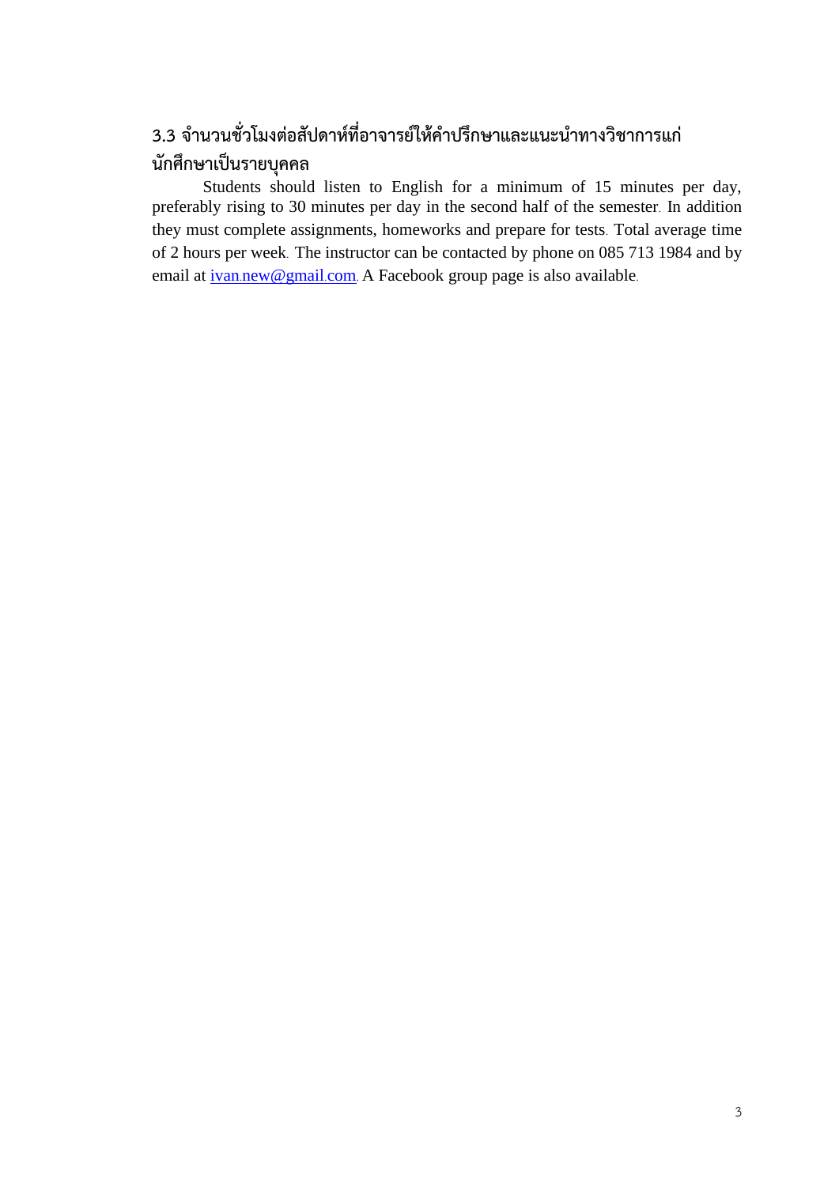### 3.3 จำนวนชั่วโมงต่อสัปดาห์ที่อาจารย์ให้คำปรึกษาและแนะนำทางวิชาการแก่นักศึกษาเป็นรายบุคคล

Students should listen to English for a minimum of 15 minutes per day, preferably rising to 30 minutes per day in the second half of the semester. In addition they must complete assignments, homeworks and prepare for tests. Total average time of 2 hours per week. The instructor can be contacted by phone on 085 713 1984 and by email at ivan.new@gmail.com. A Facebook group page is also available.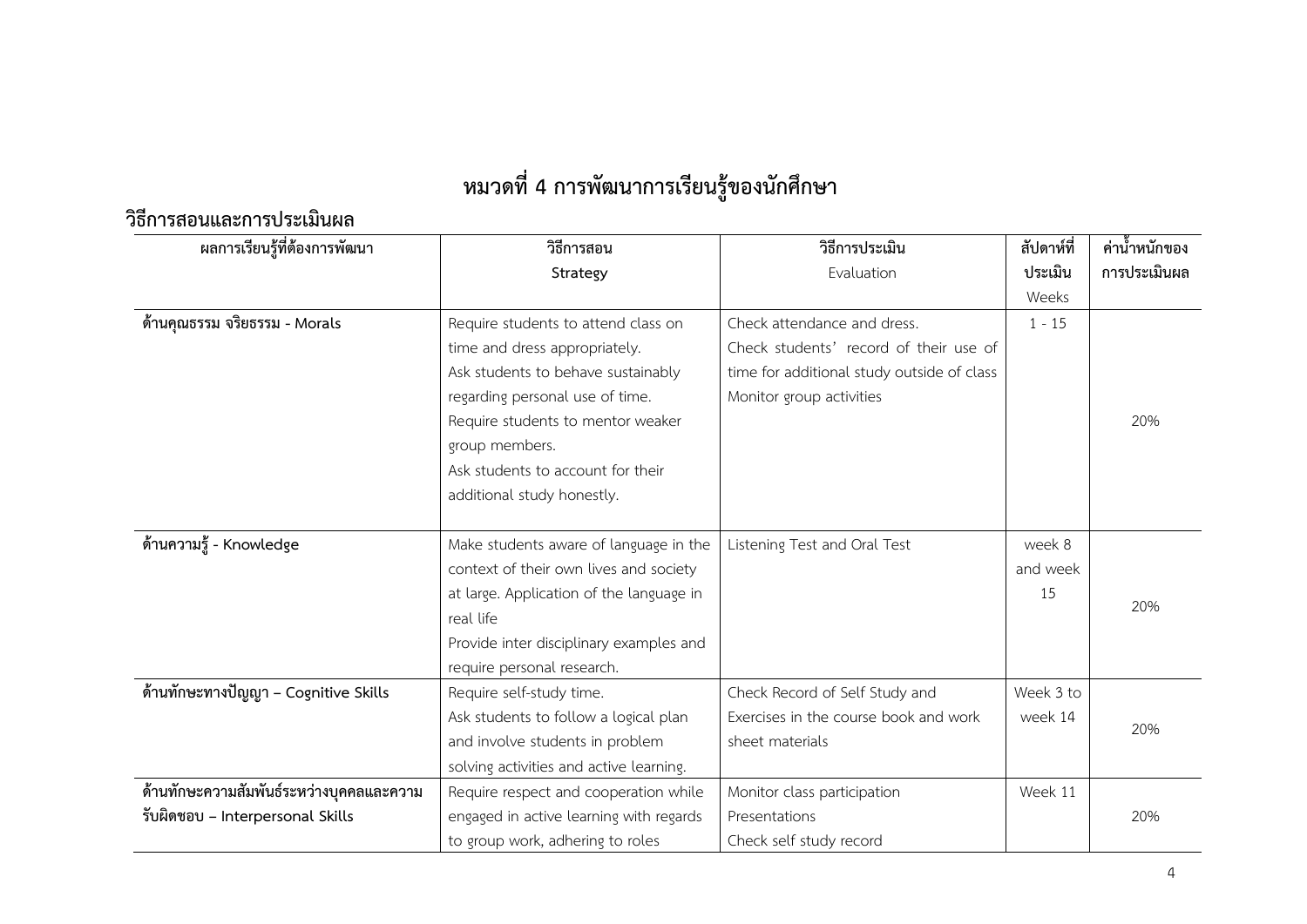# หมวดที่ 4 การพัฒนาการเรียนรู้ของนักศึกษา

## วิธีการสอนและการประเมินผล

| ผลการเรียนรู้ที่ต้องการพัฒนา | วิธีการสอน Strategy | วิธีการประเมิน Evaluation | สัปดาห์ที่ประเมิน Weeks | ค่าน้ำหนักของการประเมินผล |
|---|---|---|---|---|
| **ด้านคุณธรรม จริยธรรม - Morals** | Require students to attend class on time and dress appropriately.<br>Ask students to behave sustainably regarding personal use of time.<br>Require students to mentor weaker group members.<br>Ask students to account for their additional study honestly. | Check attendance and dress.<br>Check students' record of their use of time for additional study outside of class<br>Monitor group activities | 1 - 15 | 20% |
| **ด้านความรู้ - Knowledge** | Make students aware of language in the context of their own lives and society at large. Application of the language in real life<br>Provide inter disciplinary examples and require personal research. | Listening Test and Oral Test | week 8 and week 15 | 20% |
| **ด้านทักษะทางปัญญา – Cognitive Skills** | Require self-study time.<br>Ask students to follow a logical plan and involve students in problem solving activities and active learning. | Check Record of Self Study and Exercises in the course book and work sheet materials | Week 3 to week 14 | 20% |
| **ด้านทักษะความสัมพันธ์ระหว่างบุคคลและความรับผิดชอบ – Interpersonal Skills** | Require respect and cooperation while engaged in active learning with regards to group work, adhering to roles | Monitor class participation<br>Presentations<br>Check self study record | Week 11 | 20% |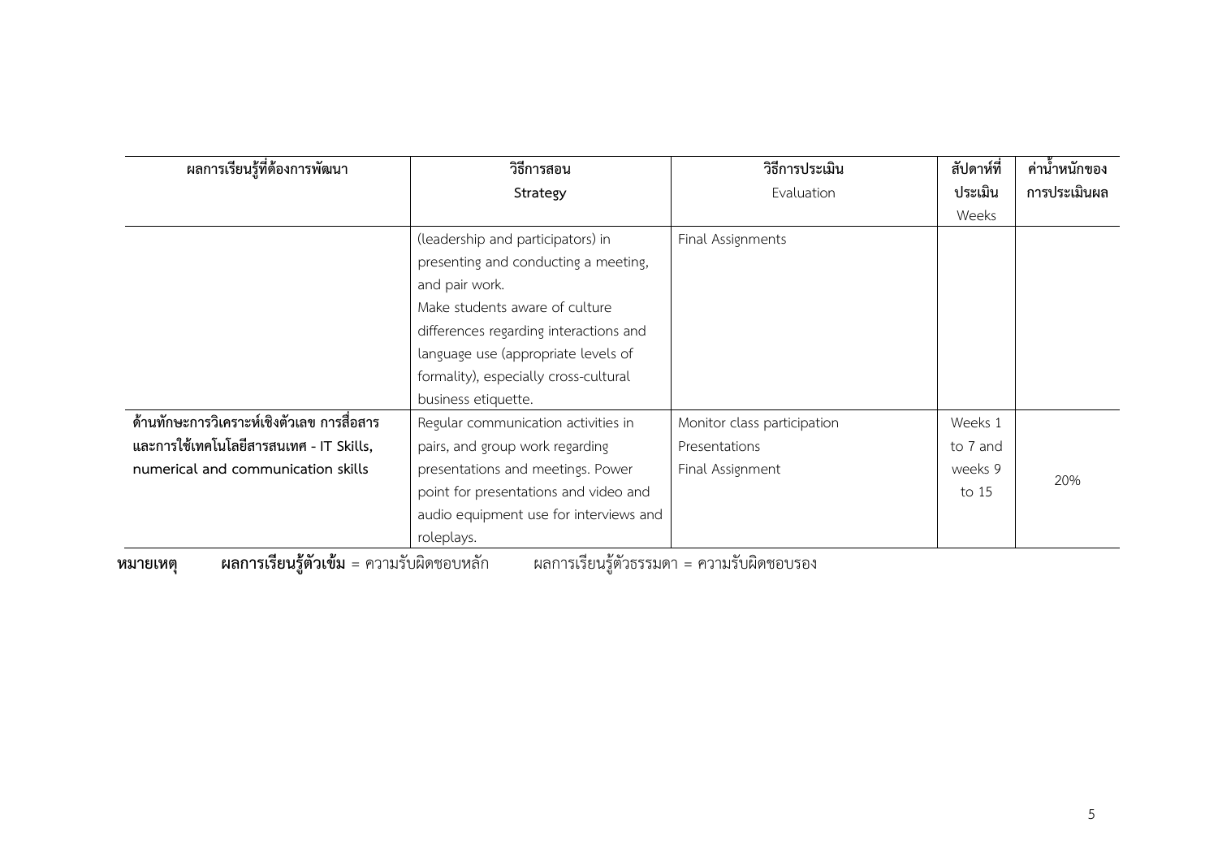| ผลการเรียนรู้ที่ต้องการพัฒนา | วิธีการสอน Strategy | วิธีการประเมิน Evaluation | สัปดาห์ที่ประเมิน Weeks | ค่าน้ำหนักของการประเมินผล |
|---|---|---|---|---|
| | (leadership and participators) in presenting and conducting a meeting, and pair work. Make students aware of culture differences regarding interactions and language use (appropriate levels of formality), especially cross-cultural business etiquette. | Final Assignments | | |
| **ด้านทักษะการวิเคราะห์เชิงตัวเลข การสื่อสาร และการใช้เทคโนโลยีสารสนเทศ - IT Skills, numerical and communication skills** | Regular communication activities in pairs, and group work regarding presentations and meetings. Power point for presentations and video and audio equipment use for interviews and roleplays. | Monitor class participation<br>Presentations<br>Final Assignment | Weeks 1 to 7 and weeks 9 to 15 | 20% |

**หมายเหตุ** **ผลการเรียนรู้ตัวเข้ม** = ความรับผิดชอบหลัก ผลการเรียนรู้ตัวธรรมดา = ความรับผิดชอบรอง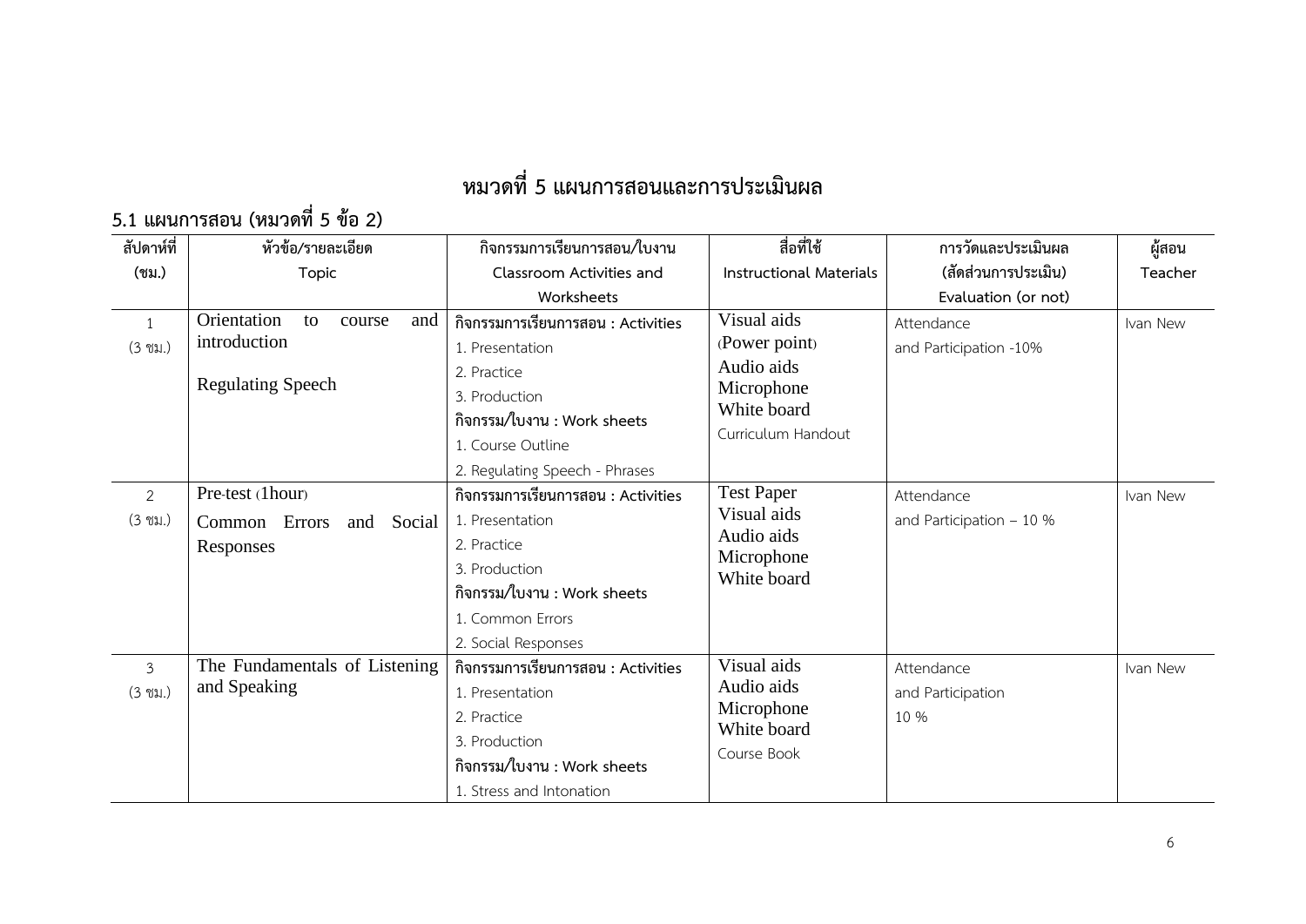# หมวดที่ 5 แผนการสอนและการประเมินผล

## 5.1 แผนการสอน (หมวดที่ 5 ข้อ 2)

| สัปดาห์ที่ (ชม.) | หัวข้อ/รายละเอียด Topic | กิจกรรมการเรียนการสอน/ใบงาน Classroom Activities and Worksheets | สื่อที่ใช้ Instructional Materials | การวัดและประเมินผล (สัดส่วนการประเมิน) Evaluation (or not) | ผู้สอน Teacher |
|---|---|---|---|---|---|
| 1 (3 ชม.) | Orientation to course and introduction<br><br>Regulating Speech | **กิจกรรมการเรียนการสอน : Activities**<br>1. Presentation<br>2. Practice<br>3. Production<br>**กิจกรรม/ใบงาน : Work sheets**<br>1. Course Outline<br>2. Regulating Speech - Phrases | Visual aids (Power point)<br>Audio aids<br>Microphone<br>White board<br>Curriculum Handout | Attendance and Participation -10% | Ivan New |
| 2 (3 ชม.) | Pre-test (1hour)<br>Common Errors and Social Responses | **กิจกรรมการเรียนการสอน : Activities**<br>1. Presentation<br>2. Practice<br>3. Production<br>**กิจกรรม/ใบงาน : Work sheets**<br>1. Common Errors<br>2. Social Responses | Test Paper<br>Visual aids<br>Audio aids<br>Microphone<br>White board | Attendance and Participation – 10 % | Ivan New |
| 3 (3 ชม.) | The Fundamentals of Listening and Speaking | **กิจกรรมการเรียนการสอน : Activities**<br>1. Presentation<br>2. Practice<br>3. Production<br>**กิจกรรม/ใบงาน : Work sheets**<br>1. Stress and Intonation | Visual aids<br>Audio aids<br>Microphone<br>White board<br>Course Book | Attendance and Participation 10 % | Ivan New |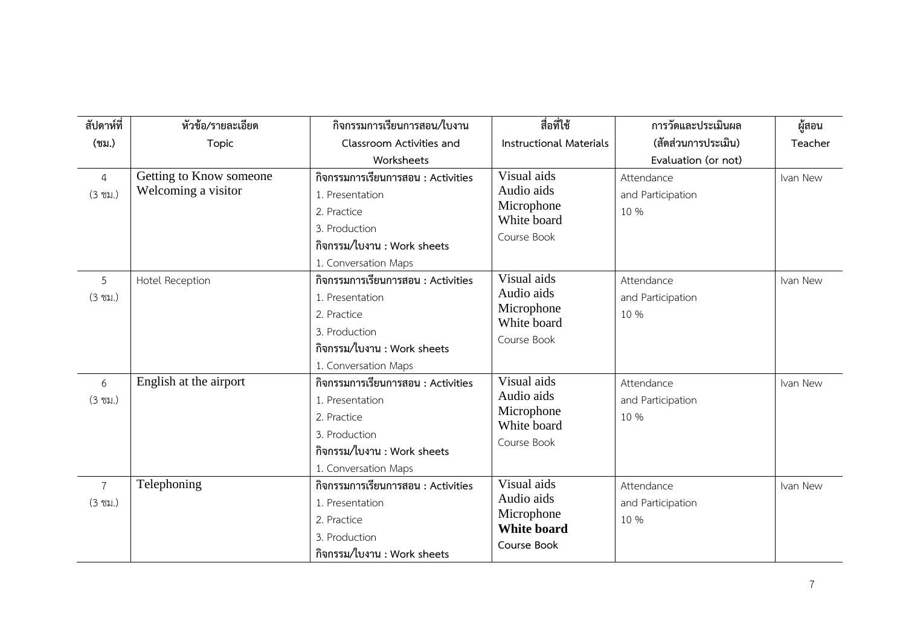| สัปดาห์ที่ (ชม.) | หัวข้อ/รายละเอียด Topic | กิจกรรมการเรียนการสอน/ใบงาน Classroom Activities and Worksheets | สื่อที่ใช้ Instructional Materials | การวัดและประเมินผล (สัดส่วนการประเมิน) Evaluation (or not) | ผู้สอน Teacher |
|---|---|---|---|---|---|
| 4 (3 ชม.) | Getting to Know someone Welcoming a visitor | **กิจกรรมการเรียนการสอน : Activities**<br>1. Presentation<br>2. Practice<br>3. Production<br>**กิจกรรม/ใบงาน : Work sheets**<br>1. Conversation Maps | Visual aids<br>Audio aids<br>Microphone<br>White board<br>Course Book | Attendance and Participation 10 % | Ivan New |
| 5 (3 ชม.) | Hotel Reception | **กิจกรรมการเรียนการสอน : Activities**<br>1. Presentation<br>2. Practice<br>3. Production<br>**กิจกรรม/ใบงาน : Work sheets**<br>1. Conversation Maps | Visual aids<br>Audio aids<br>Microphone<br>White board<br>Course Book | Attendance and Participation 10 % | Ivan New |
| 6 (3 ชม.) | English at the airport | **กิจกรรมการเรียนการสอน : Activities**<br>1. Presentation<br>2. Practice<br>3. Production<br>**กิจกรรม/ใบงาน : Work sheets**<br>1. Conversation Maps | Visual aids<br>Audio aids<br>Microphone<br>White board<br>Course Book | Attendance and Participation 10 % | Ivan New |
| 7 (3 ชม.) | Telephoning | **กิจกรรมการเรียนการสอน : Activities**<br>1. Presentation<br>2. Practice<br>3. Production<br>**กิจกรรม/ใบงาน : Work sheets** | Visual aids<br>Audio aids<br>Microphone<br>**White board**<br>**Course Book** | Attendance and Participation 10 % | Ivan New |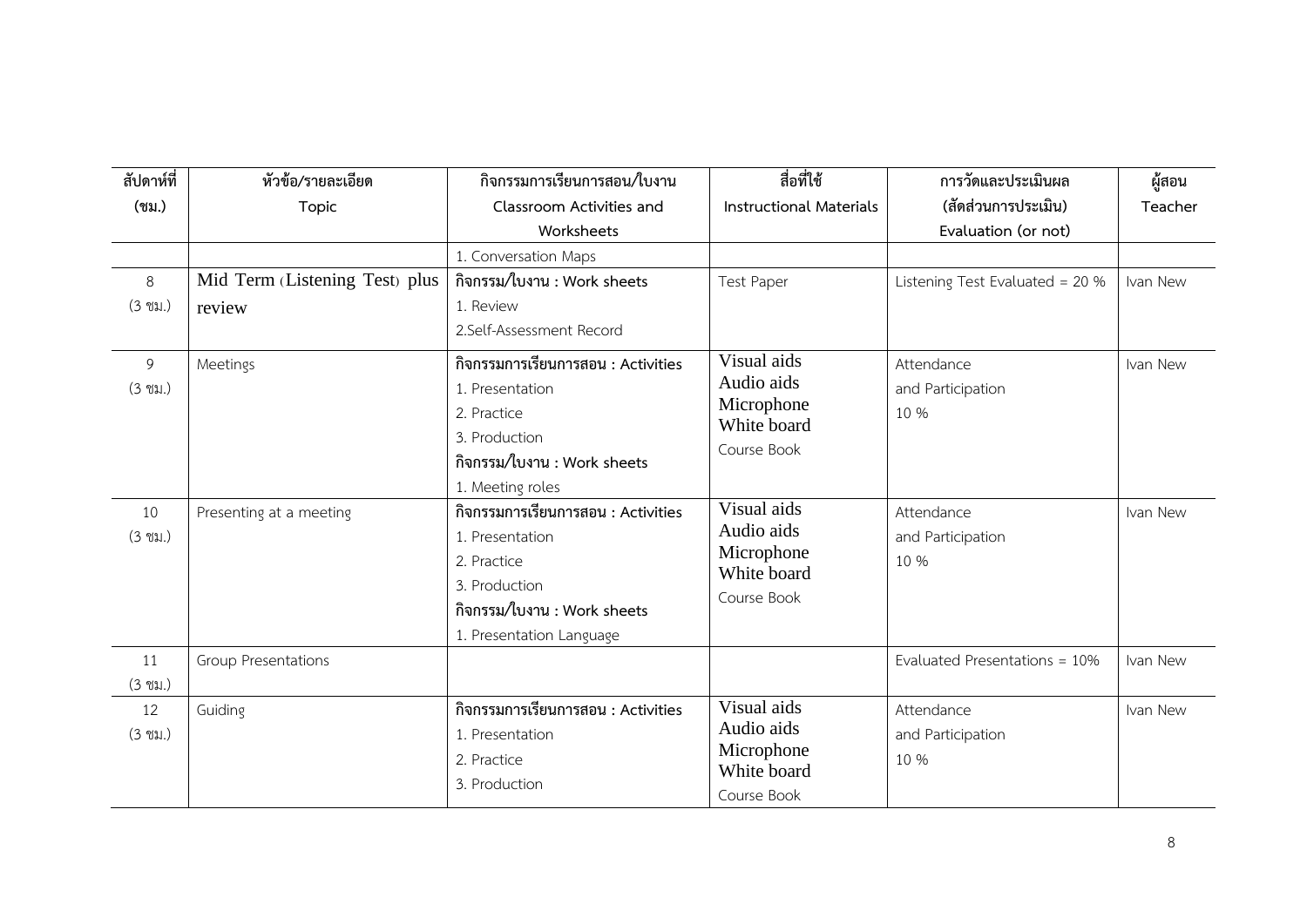| สัปดาห์ที่ (ชม.) | หัวข้อ/รายละเอียด Topic | กิจกรรมการเรียนการสอน/ใบงาน Classroom Activities and Worksheets | สื่อที่ใช้ Instructional Materials | การวัดและประเมินผล (สัดส่วนการประเมิน) Evaluation (or not) | ผู้สอน Teacher |
|---|---|---|---|---|---|
| | | 1. Conversation Maps | | | |
| 8 (3 ชม.) | Mid Term (Listening Test) plus review | กิจกรรม/ใบงาน : Work sheets<br>1. Review<br>2.Self-Assessment Record | Test Paper | Listening Test Evaluated = 20 % | Ivan New |
| 9 (3 ชม.) | Meetings | กิจกรรมการเรียนการสอน : Activities<br>1. Presentation<br>2. Practice<br>3. Production<br>กิจกรรม/ใบงาน : Work sheets<br>1. Meeting roles | Visual aids<br>Audio aids<br>Microphone<br>White board<br>Course Book | Attendance and Participation 10 % | Ivan New |
| 10 (3 ชม.) | Presenting at a meeting | กิจกรรมการเรียนการสอน : Activities<br>1. Presentation<br>2. Practice<br>3. Production<br>กิจกรรม/ใบงาน : Work sheets<br>1. Presentation Language | Visual aids<br>Audio aids<br>Microphone<br>White board<br>Course Book | Attendance and Participation 10 % | Ivan New |
| 11 (3 ชม.) | Group Presentations | | | Evaluated Presentations = 10% | Ivan New |
| 12 (3 ชม.) | Guiding | กิจกรรมการเรียนการสอน : Activities<br>1. Presentation<br>2. Practice<br>3. Production | Visual aids<br>Audio aids<br>Microphone<br>White board<br>Course Book | Attendance and Participation 10 % | Ivan New |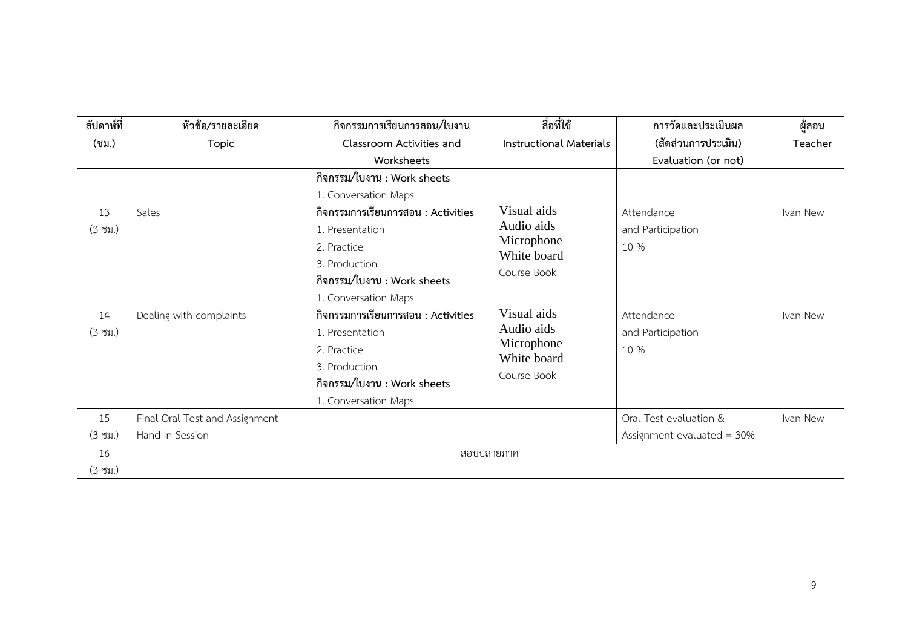| สัปดาห์ที่ (ชม.) | หัวข้อ/รายละเอียด Topic | กิจกรรมการเรียนการสอน/ใบงาน Classroom Activities and Worksheets | สื่อที่ใช้ Instructional Materials | การวัดและประเมินผล (สัดส่วนการประเมิน) Evaluation (or not) | ผู้สอน Teacher |
|---|---|---|---|---|---|
| | | **กิจกรรม/ใบงาน : Work sheets**<br>1. Conversation Maps | | | |
| 13<br>(3 ชม.) | Sales | **กิจกรรมการเรียนการสอน : Activities**<br>1. Presentation<br>2. Practice<br>3. Production<br>**กิจกรรม/ใบงาน : Work sheets**<br>1. Conversation Maps | Visual aids<br>Audio aids<br>Microphone<br>White board<br>Course Book | Attendance<br>and Participation<br>10 % | Ivan New |
| 14<br>(3 ชม.) | Dealing with complaints | **กิจกรรมการเรียนการสอน : Activities**<br>1. Presentation<br>2. Practice<br>3. Production<br>**กิจกรรม/ใบงาน : Work sheets**<br>1. Conversation Maps | Visual aids<br>Audio aids<br>Microphone<br>White board<br>Course Book | Attendance<br>and Participation<br>10 % | Ivan New |
| 15<br>(3 ชม.) | Final Oral Test and Assignment<br>Hand-In Session | | | Oral Test evaluation &<br>Assignment evaluated = 30% | Ivan New |
| 16<br>(3 ชม.) | สอบปลายภาค | | | | |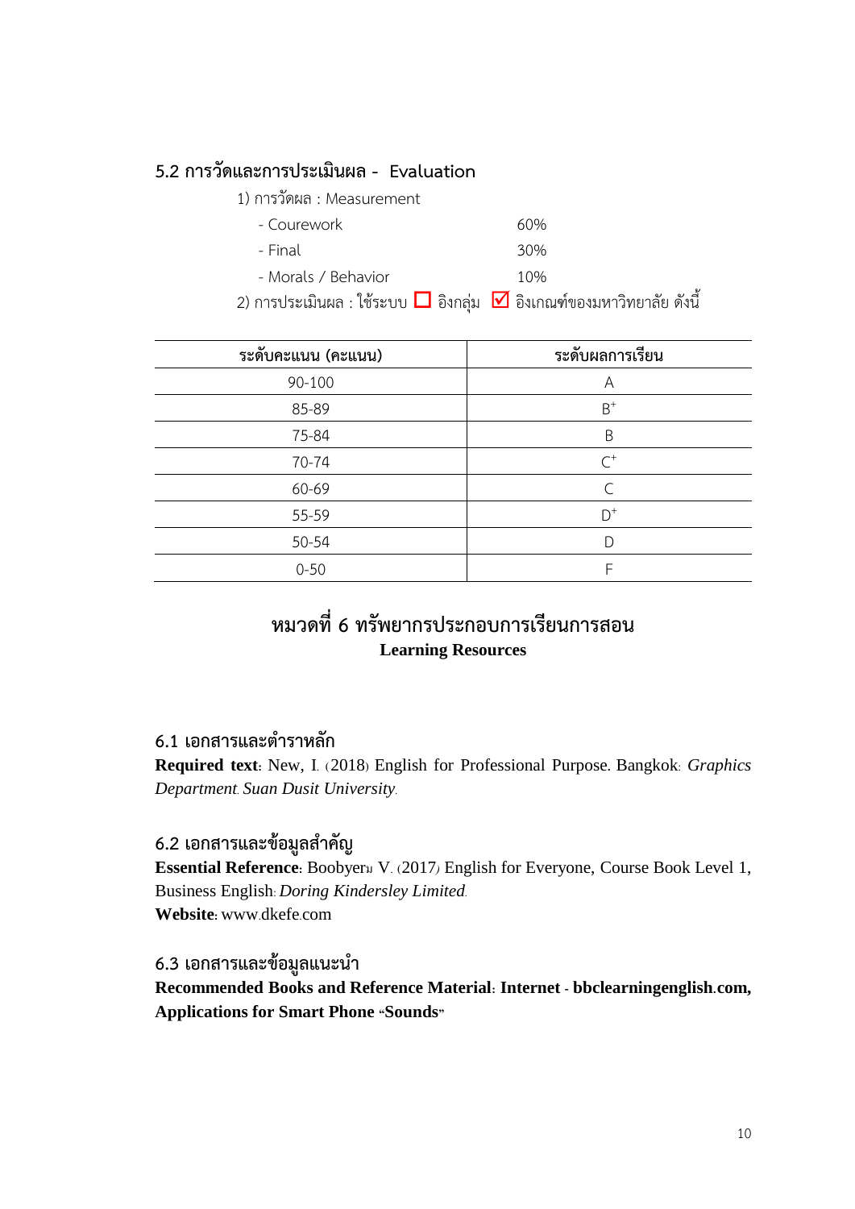### 5.2 การวัดและการประเมินผล - Evaluation

1) การวัดผล : Measurement

- Courework 60%
- Final 30%
- Morals / Behavior 10%

2) การประเมินผล : ใช้ระบบ ☐ อิงกลุ่ม ☑ อิงเกณฑ์ของมหาวิทยาลัย ดังนี้

| ระดับคะแนน (คะแนน) | ระดับผลการเรียน |
|---|---|
| 90-100 | A |
| 85-89 | $B^+$ |
| 75-84 | B |
| 70-74 | $C^+$ |
| 60-69 | C |
| 55-59 | $D^+$ |
| 50-54 | D |
| 0-50 | F |

## หมวดที่ 6 ทรัพยากรประกอบการเรียนการสอน
## Learning Resources

### 6.1 เอกสารและตำราหลัก

**Required text:** New, I. (2018) English for Professional Purpose. Bangkok: *Graphics Department. Suan Dusit University.*

### 6.2 เอกสารและข้อมูลสำคัญ

**Essential Reference:** Boobyerม V. (2017) English for Everyone, Course Book Level 1, Business English: *Doring Kindersley Limited.*

**Website:** www.dkefe.com

### 6.3 เอกสารและข้อมูลแนะนำ

**Recommended Books and Reference Material: Internet - bbclearningenglish.com, Applications for Smart Phone "Sounds"**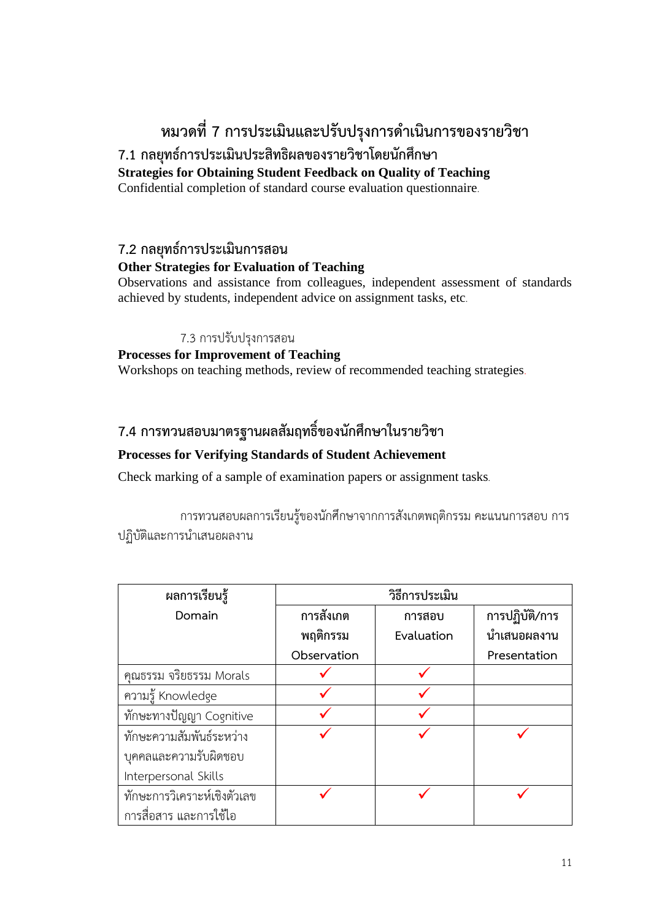# หมวดที่ 7 การประเมินและปรับปรุงการดำเนินการของรายวิชา

## 7.1 กลยุทธ์การประเมินประสิทธิผลของรายวิชาโดยนักศึกษา

**Strategies for Obtaining Student Feedback on Quality of Teaching**

Confidential completion of standard course evaluation questionnaire.

## 7.2 กลยุทธ์การประเมินการสอน

**Other Strategies for Evaluation of Teaching**

Observations and assistance from colleagues, independent assessment of standards achieved by students, independent advice on assignment tasks, etc.

## 7.3 การปรับปรุงการสอน

**Processes for Improvement of Teaching**

Workshops on teaching methods, review of recommended teaching strategies.

## 7.4 การทวนสอบมาตรฐานผลสัมฤทธิ์ของนักศึกษาในรายวิชา

**Processes for Verifying Standards of Student Achievement**

Check marking of a sample of examination papers or assignment tasks.

การทวนสอบผลการเรียนรู้ของนักศึกษาจากการสังเกตพฤติกรรม คะแนนการสอบ การปฏิบัติและการนำเสนอผลงาน

| ผลการเรียนรู้ Domain | วิธีการประเมิน | | |
|---|---|---|---|
| | การสังเกตพฤติกรรม Observation | การสอบ Evaluation | การปฏิบัติ/การนำเสนอผลงาน Presentation |
| คุณธรรม จริยธรรม Morals | ✓ | ✓ | |
| ความรู้ Knowledge | ✓ | ✓ | |
| ทักษะทางปัญญา Cognitive | ✓ | ✓ | |
| ทักษะความสัมพันธ์ระหว่างบุคคลและความรับผิดชอบ Interpersonal Skills | ✓ | ✓ | ✓ |
| ทักษะการวิเคราะห์เชิงตัวเลข การสื่อสาร และการใช้ไอ | ✓ | ✓ | ✓ |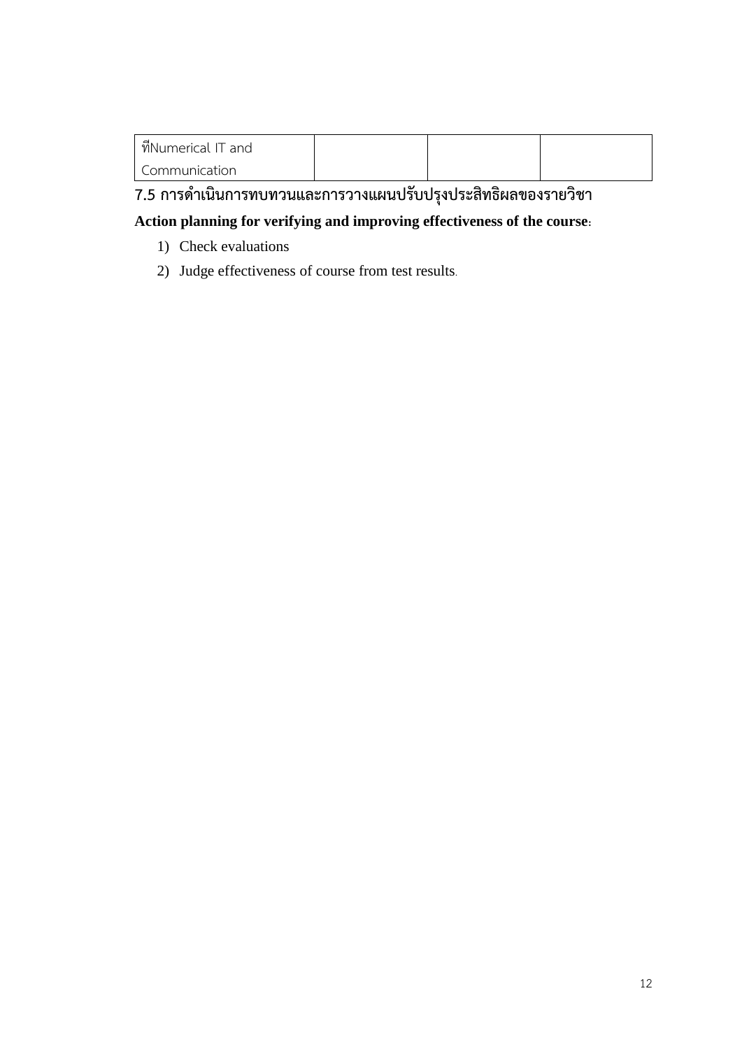| | | | |
|---|---|---|---|
| ที่Numerical IT and Communication | | | |

### 7.5 การดำเนินการทบทวนและการวางแผนปรับปรุงประสิทธิผลของรายวิชา

**Action planning for verifying and improving effectiveness of the course:**

1) Check evaluations
2) Judge effectiveness of course from test results.